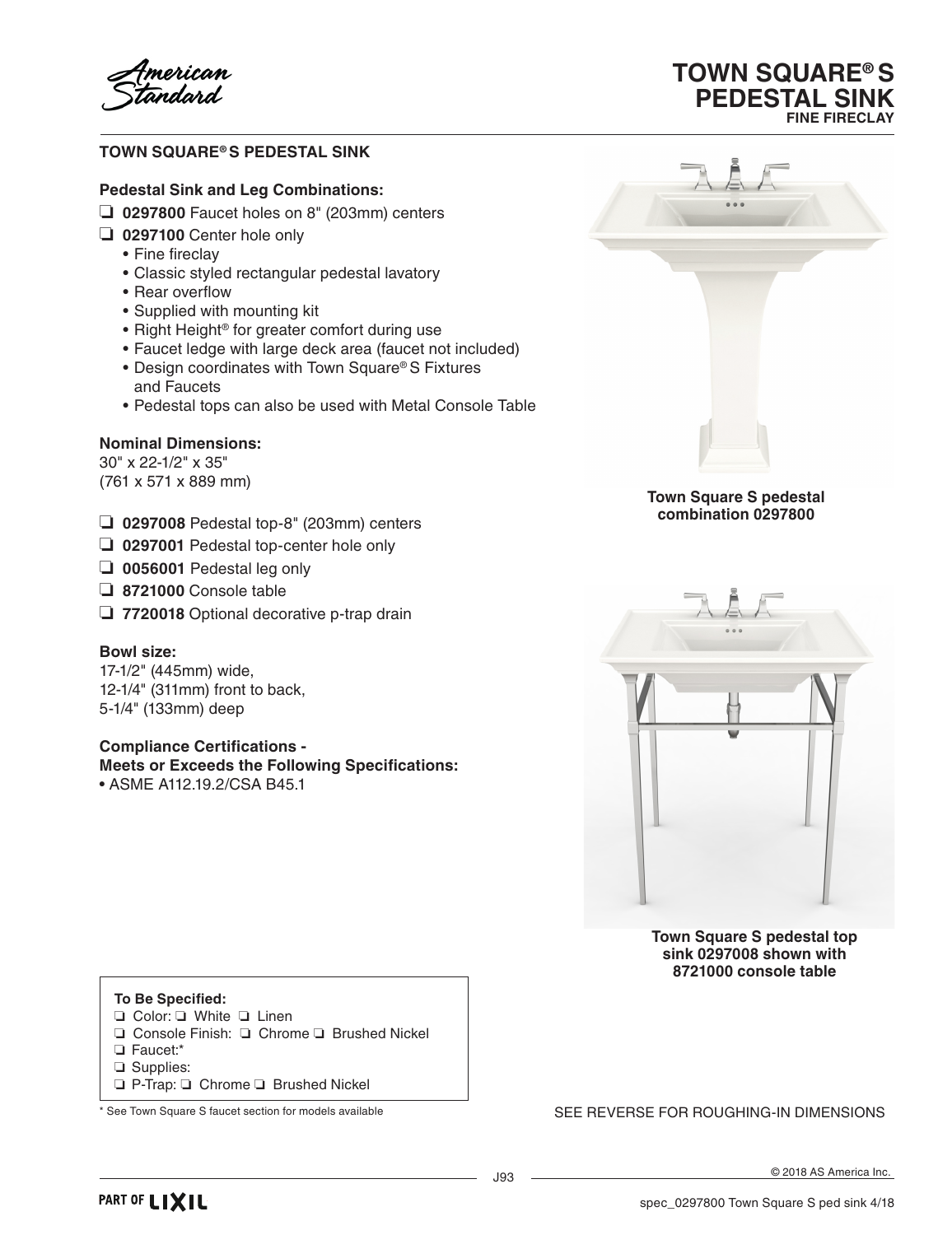# TOWN SQUARE® S PEDESTAL SINK

**FINE FIRECLAY**

## TOWN SQUARE® S PEDESTAL SINK

### Pedestal Sink and Leg Combinations:

- ❑ **0297800** Faucet holes on 8" (203mm) centers
- ❑ **0297100** Center hole only
  - Fine fireclay
  - Classic styled rectangular pedestal lavatory
  - Rear overflow
  - Supplied with mounting kit
  - Right Height® for greater comfort during use
  - Faucet ledge with large deck area (faucet not included)
  - Design coordinates with Town Square® S Fixtures and Faucets
  - Pedestal tops can also be used with Metal Console Table

### Nominal Dimensions:

30" x 22-1/2" x 35"
(761 x 571 x 889 mm)

- ❑ **0297008** Pedestal top-8" (203mm) centers
- ❑ **0297001** Pedestal top-center hole only
- ❑ **0056001** Pedestal leg only
- ❑ **8721000** Console table
- ❑ **7720018** Optional decorative p-trap drain

### Bowl size:

17-1/2" (445mm) wide,
12-1/4" (311mm) front to back,
5-1/4" (133mm) deep

### Compliance Certifications - Meets or Exceeds the Following Specifications:

- ASME A112.19.2/CSA B45.1

**Town Square S pedestal combination 0297800**

**Town Square S pedestal top sink 0297008 shown with 8721000 console table**

**To Be Specified:**

- ❑ Color: ❑ White ❑ Linen
- ❑ Console Finish: ❑ Chrome ❑ Brushed Nickel
- ❑ Faucet:*
- ❑ Supplies:
- ❑ P-Trap: ❑ Chrome ❑ Brushed Nickel

\* See Town Square S faucet section for models available

SEE REVERSE FOR ROUGHING-IN DIMENSIONS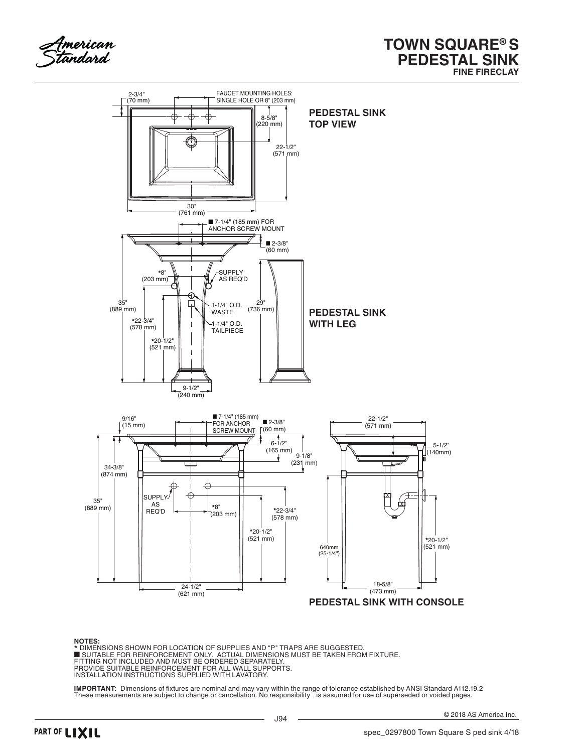# TOWN SQUARE® S PEDESTAL SINK

**FINE FIRECLAY**

**PEDESTAL SINK TOP VIEW**

2-3/4" (70 mm)
FAUCET MOUNTING HOLES: SINGLE HOLE OR 8" (203 mm)
8-5/8" (220 mm)
22-1/2" (571 mm)
30" (761 mm)

**PEDESTAL SINK WITH LEG**

■ 7-1/4" (185 mm) FOR ANCHOR SCREW MOUNT
■ 2-3/8" (60 mm)
*8" (203 mm)
SUPPLY AS REQ'D
35" (889 mm)
*22-3/4" (578 mm)
*20-1/2" (521 mm)
1-1/4" O.D. WASTE
1-1/4" O.D. TAILPIECE
29" (736 mm)
9-1/2" (240 mm)

**PEDESTAL SINK WITH CONSOLE**

9/16" (15 mm)
■ 7-1/4" (185 mm) FOR ANCHOR SCREW MOUNT
■ 2-3/8" (60 mm)
6-1/2" (165 mm)
9-1/8" (231 mm)
34-3/8" (874 mm)
35" (889 mm)
SUPPLY AS REQ'D
*8" (203 mm)
*22-3/4" (578 mm)
*20-1/2" (521 mm)
24-1/2" (621 mm)
22-1/2" (571 mm)
5-1/2" (140mm)
640mm (25-1/4")
*20-1/2" (521 mm)
18-5/8" (473 mm)

**NOTES:**
* DIMENSIONS SHOWN FOR LOCATION OF SUPPLIES AND "P" TRAPS ARE SUGGESTED.
■ SUITABLE FOR REINFORCEMENT ONLY. ACTUAL DIMENSIONS MUST BE TAKEN FROM FIXTURE.
FITTING NOT INCLUDED AND MUST BE ORDERED SEPARATELY.
PROVIDE SUITABLE REINFORCEMENT FOR ALL WALL SUPPORTS.
INSTALLATION INSTRUCTIONS SUPPLIED WITH LAVATORY.

**IMPORTANT:** Dimensions of fixtures are nominal and may vary within the range of tolerance established by ANSI Standard A112.19.2
These measurements are subject to change or cancellation. No responsibility is assumed for use of superseded or voided pages.

© 2018 AS America Inc.

spec_0297800 Town Square S ped sink 4/18